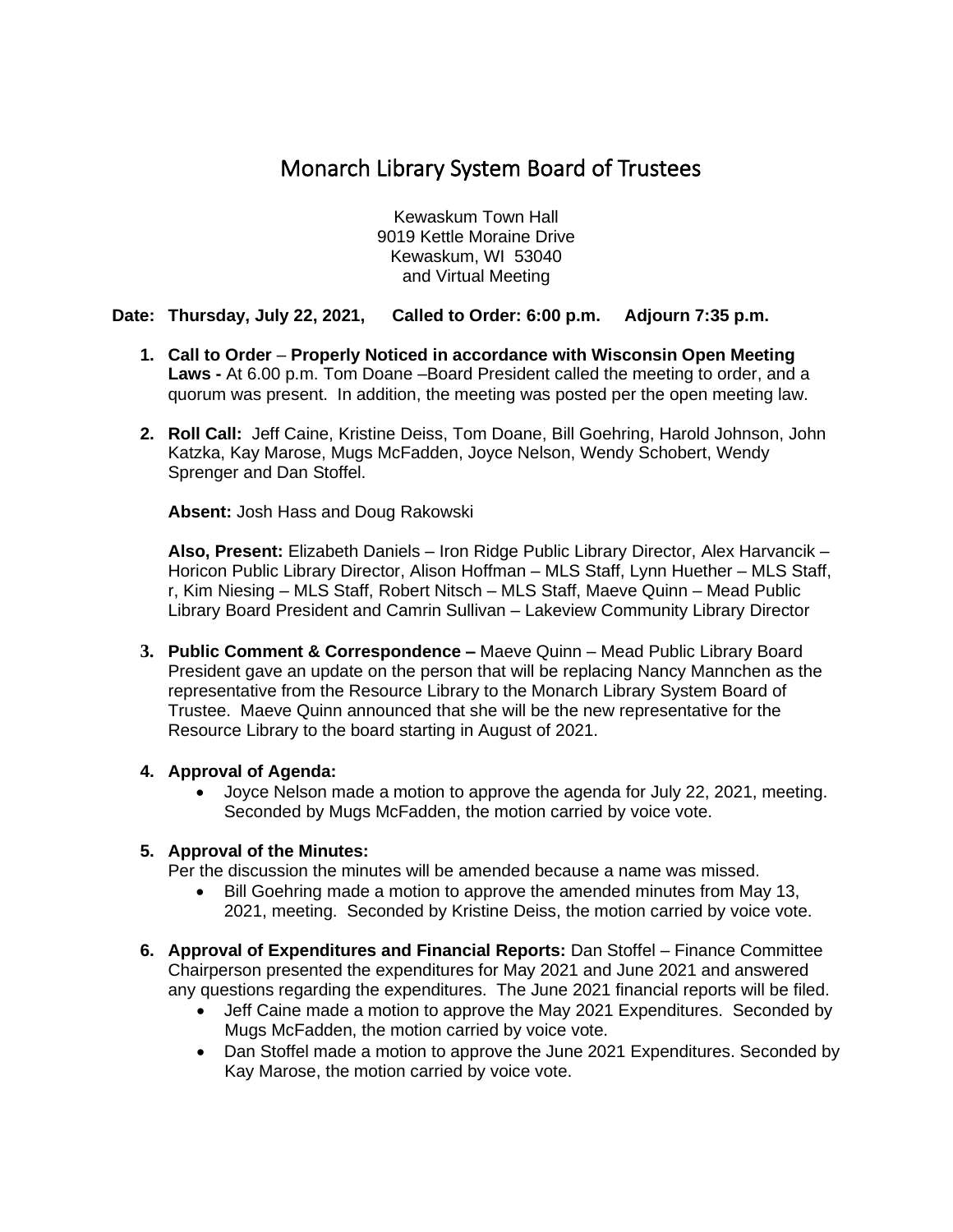# Monarch Library System Board of Trustees

Kewaskum Town Hall
9019 Kettle Moraine Drive
Kewaskum, WI 53040
and Virtual Meeting

**Date: Thursday, July 22, 2021, Called to Order: 6:00 p.m. Adjourn 7:35 p.m.**

1. **Call to Order** – **Properly Noticed in accordance with Wisconsin Open Meeting Laws -** At 6.00 p.m. Tom Doane –Board President called the meeting to order, and a quorum was present. In addition, the meeting was posted per the open meeting law.

2. **Roll Call:** Jeff Caine, Kristine Deiss, Tom Doane, Bill Goehring, Harold Johnson, John Katzka, Kay Marose, Mugs McFadden, Joyce Nelson, Wendy Schobert, Wendy Sprenger and Dan Stoffel.

   **Absent:** Josh Hass and Doug Rakowski

   **Also, Present:** Elizabeth Daniels – Iron Ridge Public Library Director, Alex Harvancik – Horicon Public Library Director, Alison Hoffman – MLS Staff, Lynn Huether – MLS Staff, r, Kim Niesing – MLS Staff, Robert Nitsch – MLS Staff, Maeve Quinn – Mead Public Library Board President and Camrin Sullivan – Lakeview Community Library Director

3. **Public Comment & Correspondence –** Maeve Quinn – Mead Public Library Board President gave an update on the person that will be replacing Nancy Mannchen as the representative from the Resource Library to the Monarch Library System Board of Trustee. Maeve Quinn announced that she will be the new representative for the Resource Library to the board starting in August of 2021.

4. **Approval of Agenda:**
   - Joyce Nelson made a motion to approve the agenda for July 22, 2021, meeting. Seconded by Mugs McFadden, the motion carried by voice vote.

5. **Approval of the Minutes:**
   Per the discussion the minutes will be amended because a name was missed.
   - Bill Goehring made a motion to approve the amended minutes from May 13, 2021, meeting. Seconded by Kristine Deiss, the motion carried by voice vote.

6. **Approval of Expenditures and Financial Reports:** Dan Stoffel – Finance Committee Chairperson presented the expenditures for May 2021 and June 2021 and answered any questions regarding the expenditures. The June 2021 financial reports will be filed.
   - Jeff Caine made a motion to approve the May 2021 Expenditures. Seconded by Mugs McFadden, the motion carried by voice vote.
   - Dan Stoffel made a motion to approve the June 2021 Expenditures. Seconded by Kay Marose, the motion carried by voice vote.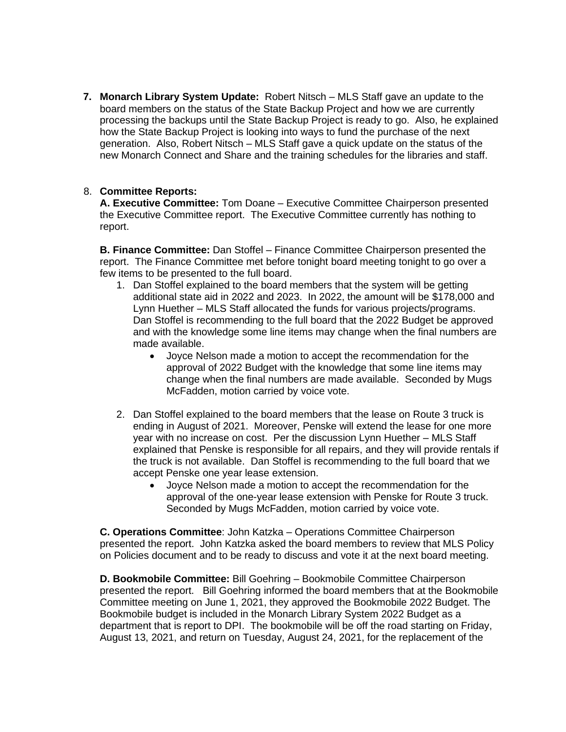7. **Monarch Library System Update:** Robert Nitsch – MLS Staff gave an update to the board members on the status of the State Backup Project and how we are currently processing the backups until the State Backup Project is ready to go. Also, he explained how the State Backup Project is looking into ways to fund the purchase of the next generation. Also, Robert Nitsch – MLS Staff gave a quick update on the status of the new Monarch Connect and Share and the training schedules for the libraries and staff.

8. **Committee Reports:**

   **A. Executive Committee:** Tom Doane – Executive Committee Chairperson presented the Executive Committee report. The Executive Committee currently has nothing to report.

   **B. Finance Committee:** Dan Stoffel – Finance Committee Chairperson presented the report. The Finance Committee met before tonight board meeting tonight to go over a few items to be presented to the full board.

   1. Dan Stoffel explained to the board members that the system will be getting additional state aid in 2022 and 2023. In 2022, the amount will be $178,000 and Lynn Huether – MLS Staff allocated the funds for various projects/programs. Dan Stoffel is recommending to the full board that the 2022 Budget be approved and with the knowledge some line items may change when the final numbers are made available.
      - Joyce Nelson made a motion to accept the recommendation for the approval of 2022 Budget with the knowledge that some line items may change when the final numbers are made available. Seconded by Mugs McFadden, motion carried by voice vote.

   2. Dan Stoffel explained to the board members that the lease on Route 3 truck is ending in August of 2021. Moreover, Penske will extend the lease for one more year with no increase on cost. Per the discussion Lynn Huether – MLS Staff explained that Penske is responsible for all repairs, and they will provide rentals if the truck is not available. Dan Stoffel is recommending to the full board that we accept Penske one year lease extension.
      - Joyce Nelson made a motion to accept the recommendation for the approval of the one-year lease extension with Penske for Route 3 truck. Seconded by Mugs McFadden, motion carried by voice vote.

   **C. Operations Committee**: John Katzka – Operations Committee Chairperson presented the report. John Katzka asked the board members to review that MLS Policy on Policies document and to be ready to discuss and vote it at the next board meeting.

   **D. Bookmobile Committee:** Bill Goehring – Bookmobile Committee Chairperson presented the report. Bill Goehring informed the board members that at the Bookmobile Committee meeting on June 1, 2021, they approved the Bookmobile 2022 Budget. The Bookmobile budget is included in the Monarch Library System 2022 Budget as a department that is report to DPI. The bookmobile will be off the road starting on Friday, August 13, 2021, and return on Tuesday, August 24, 2021, for the replacement of the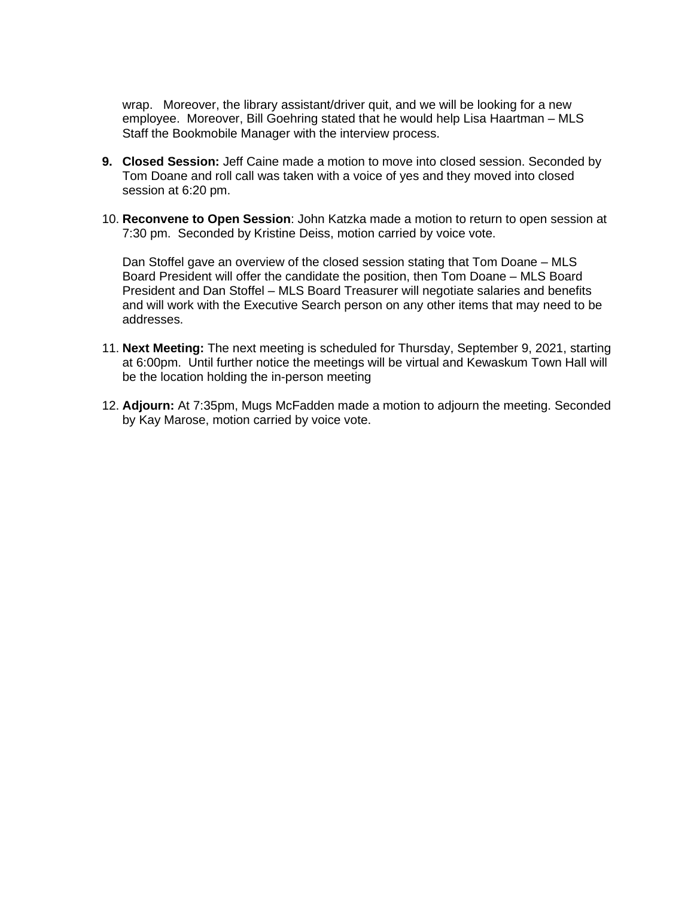wrap. Moreover, the library assistant/driver quit, and we will be looking for a new employee. Moreover, Bill Goehring stated that he would help Lisa Haartman – MLS Staff the Bookmobile Manager with the interview process.

9. **Closed Session:** Jeff Caine made a motion to move into closed session. Seconded by Tom Doane and roll call was taken with a voice of yes and they moved into closed session at 6:20 pm.

10. **Reconvene to Open Session**: John Katzka made a motion to return to open session at 7:30 pm. Seconded by Kristine Deiss, motion carried by voice vote.

    Dan Stoffel gave an overview of the closed session stating that Tom Doane – MLS Board President will offer the candidate the position, then Tom Doane – MLS Board President and Dan Stoffel – MLS Board Treasurer will negotiate salaries and benefits and will work with the Executive Search person on any other items that may need to be addresses.

11. **Next Meeting:** The next meeting is scheduled for Thursday, September 9, 2021, starting at 6:00pm. Until further notice the meetings will be virtual and Kewaskum Town Hall will be the location holding the in-person meeting

12. **Adjourn:** At 7:35pm, Mugs McFadden made a motion to adjourn the meeting. Seconded by Kay Marose, motion carried by voice vote.